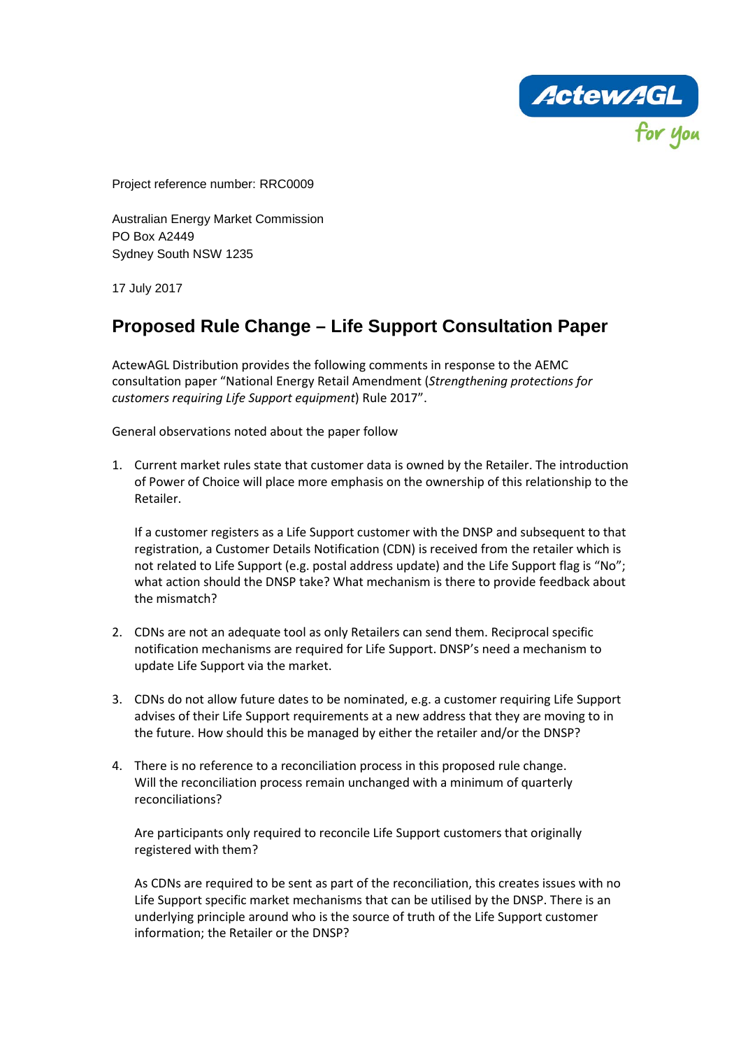Project reference number: RRC0009

Australian Energy Market Commission
PO Box A2449
Sydney South NSW 1235

17 July 2017

## Proposed Rule Change – Life Support Consultation Paper

ActewAGL Distribution provides the following comments in response to the AEMC consultation paper "National Energy Retail Amendment (*Strengthening protections for customers requiring Life Support equipment*) Rule 2017".

General observations noted about the paper follow

1. Current market rules state that customer data is owned by the Retailer. The introduction of Power of Choice will place more emphasis on the ownership of this relationship to the Retailer.

   If a customer registers as a Life Support customer with the DNSP and subsequent to that registration, a Customer Details Notification (CDN) is received from the retailer which is not related to Life Support (e.g. postal address update) and the Life Support flag is "No"; what action should the DNSP take? What mechanism is there to provide feedback about the mismatch?

2. CDNs are not an adequate tool as only Retailers can send them. Reciprocal specific notification mechanisms are required for Life Support. DNSP's need a mechanism to update Life Support via the market.

3. CDNs do not allow future dates to be nominated, e.g. a customer requiring Life Support advises of their Life Support requirements at a new address that they are moving to in the future. How should this be managed by either the retailer and/or the DNSP?

4. There is no reference to a reconciliation process in this proposed rule change. Will the reconciliation process remain unchanged with a minimum of quarterly reconciliations?

   Are participants only required to reconcile Life Support customers that originally registered with them?

   As CDNs are required to be sent as part of the reconciliation, this creates issues with no Life Support specific market mechanisms that can be utilised by the DNSP. There is an underlying principle around who is the source of truth of the Life Support customer information; the Retailer or the DNSP?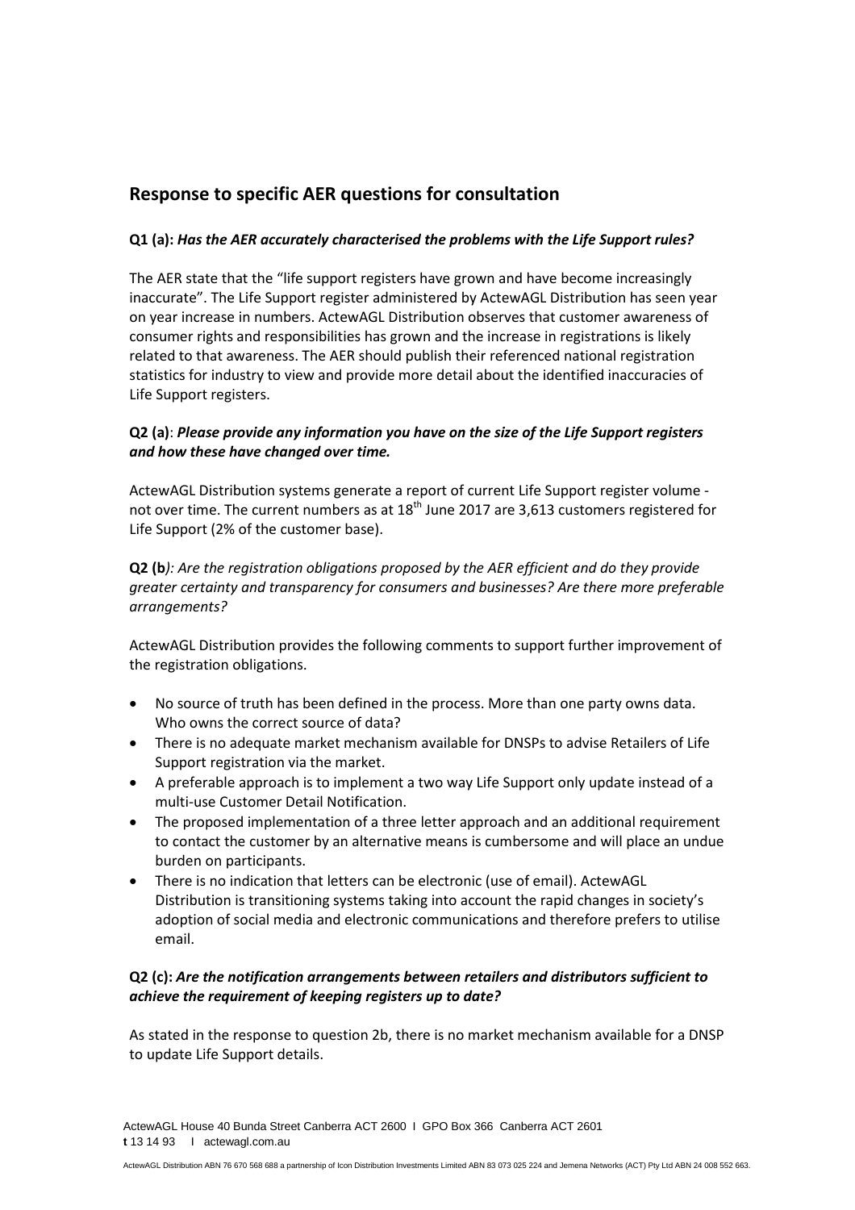## Response to specific AER questions for consultation

**Q1 (a):** ***Has the AER accurately characterised the problems with the Life Support rules?***

The AER state that the "life support registers have grown and have become increasingly inaccurate". The Life Support register administered by ActewAGL Distribution has seen year on year increase in numbers. ActewAGL Distribution observes that customer awareness of consumer rights and responsibilities has grown and the increase in registrations is likely related to that awareness. The AER should publish their referenced national registration statistics for industry to view and provide more detail about the identified inaccuracies of Life Support registers.

**Q2 (a)**: ***Please provide any information you have on the size of the Life Support registers and how these have changed over time.***

ActewAGL Distribution systems generate a report of current Life Support register volume - not over time. The current numbers as at 18th June 2017 are 3,613 customers registered for Life Support (2% of the customer base).

**Q2 (b***): Are the registration obligations proposed by the AER efficient and do they provide greater certainty and transparency for consumers and businesses? Are there more preferable arrangements?*

ActewAGL Distribution provides the following comments to support further improvement of the registration obligations.

- No source of truth has been defined in the process. More than one party owns data. Who owns the correct source of data?
- There is no adequate market mechanism available for DNSPs to advise Retailers of Life Support registration via the market.
- A preferable approach is to implement a two way Life Support only update instead of a multi-use Customer Detail Notification.
- The proposed implementation of a three letter approach and an additional requirement to contact the customer by an alternative means is cumbersome and will place an undue burden on participants.
- There is no indication that letters can be electronic (use of email). ActewAGL Distribution is transitioning systems taking into account the rapid changes in society's adoption of social media and electronic communications and therefore prefers to utilise email.

**Q2 (c):** ***Are the notification arrangements between retailers and distributors sufficient to achieve the requirement of keeping registers up to date?***

As stated in the response to question 2b, there is no market mechanism available for a DNSP to update Life Support details.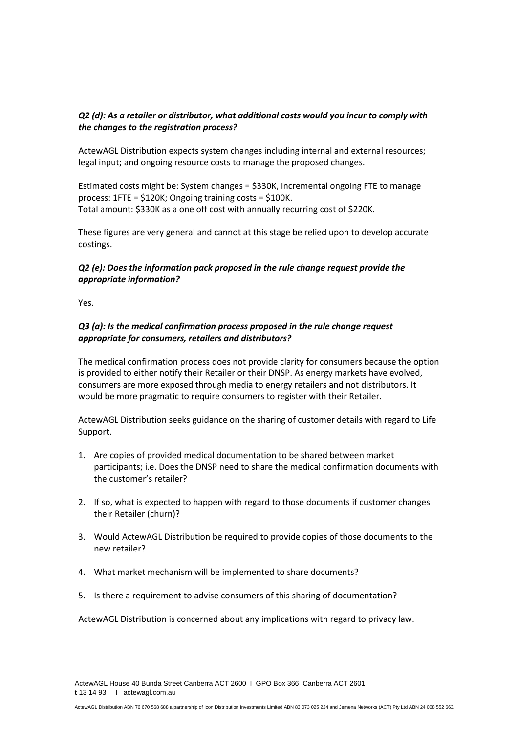***Q2 (d): As a retailer or distributor, what additional costs would you incur to comply with the changes to the registration process?***

ActewAGL Distribution expects system changes including internal and external resources; legal input; and ongoing resource costs to manage the proposed changes.

Estimated costs might be: System changes = $330K, Incremental ongoing FTE to manage process: 1FTE = $120K; Ongoing training costs = $100K.
Total amount: $330K as a one off cost with annually recurring cost of $220K.

These figures are very general and cannot at this stage be relied upon to develop accurate costings.

***Q2 (e): Does the information pack proposed in the rule change request provide the appropriate information?***

Yes.

***Q3 (a): Is the medical confirmation process proposed in the rule change request appropriate for consumers, retailers and distributors?***

The medical confirmation process does not provide clarity for consumers because the option is provided to either notify their Retailer or their DNSP. As energy markets have evolved, consumers are more exposed through media to energy retailers and not distributors. It would be more pragmatic to require consumers to register with their Retailer.

ActewAGL Distribution seeks guidance on the sharing of customer details with regard to Life Support.

1. Are copies of provided medical documentation to be shared between market participants; i.e. Does the DNSP need to share the medical confirmation documents with the customer's retailer?

2. If so, what is expected to happen with regard to those documents if customer changes their Retailer (churn)?

3. Would ActewAGL Distribution be required to provide copies of those documents to the new retailer?

4. What market mechanism will be implemented to share documents?

5. Is there a requirement to advise consumers of this sharing of documentation?

ActewAGL Distribution is concerned about any implications with regard to privacy law.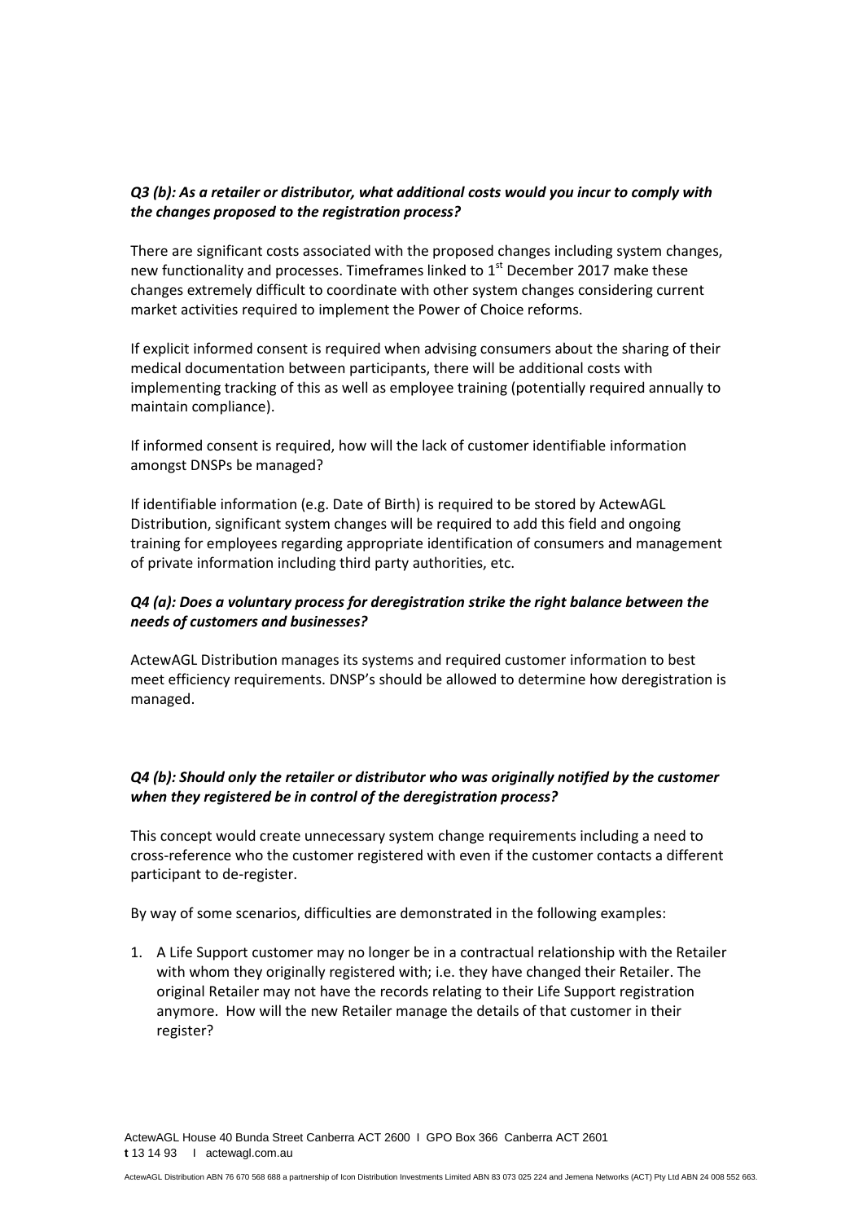***Q3 (b): As a retailer or distributor, what additional costs would you incur to comply with the changes proposed to the registration process?***

There are significant costs associated with the proposed changes including system changes, new functionality and processes. Timeframes linked to 1st December 2017 make these changes extremely difficult to coordinate with other system changes considering current market activities required to implement the Power of Choice reforms.

If explicit informed consent is required when advising consumers about the sharing of their medical documentation between participants, there will be additional costs with implementing tracking of this as well as employee training (potentially required annually to maintain compliance).

If informed consent is required, how will the lack of customer identifiable information amongst DNSPs be managed?

If identifiable information (e.g. Date of Birth) is required to be stored by ActewAGL Distribution, significant system changes will be required to add this field and ongoing training for employees regarding appropriate identification of consumers and management of private information including third party authorities, etc.

***Q4 (a): Does a voluntary process for deregistration strike the right balance between the needs of customers and businesses?***

ActewAGL Distribution manages its systems and required customer information to best meet efficiency requirements. DNSP's should be allowed to determine how deregistration is managed.

***Q4 (b): Should only the retailer or distributor who was originally notified by the customer when they registered be in control of the deregistration process?***

This concept would create unnecessary system change requirements including a need to cross-reference who the customer registered with even if the customer contacts a different participant to de-register.

By way of some scenarios, difficulties are demonstrated in the following examples:

1. A Life Support customer may no longer be in a contractual relationship with the Retailer with whom they originally registered with; i.e. they have changed their Retailer. The original Retailer may not have the records relating to their Life Support registration anymore. How will the new Retailer manage the details of that customer in their register?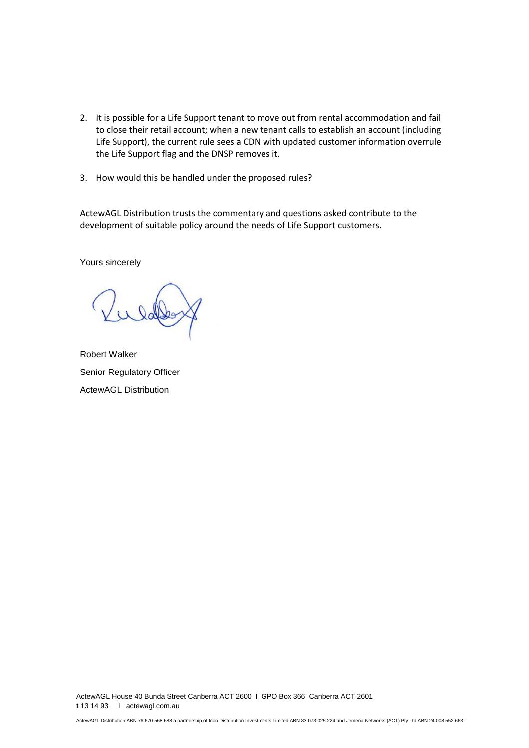2. It is possible for a Life Support tenant to move out from rental accommodation and fail to close their retail account; when a new tenant calls to establish an account (including Life Support), the current rule sees a CDN with updated customer information overrule the Life Support flag and the DNSP removes it.

3. How would this be handled under the proposed rules?

ActewAGL Distribution trusts the commentary and questions asked contribute to the development of suitable policy around the needs of Life Support customers.

Yours sincerely

Robert Walker

Senior Regulatory Officer

ActewAGL Distribution

ActewAGL House 40 Bunda Street Canberra ACT 2600 I GPO Box 366 Canberra ACT 2601
t 13 14 93 I actewagl.com.au

ActewAGL Distribution ABN 76 670 568 688 a partnership of Icon Distribution Investments Limited ABN 83 073 025 224 and Jemena Networks (ACT) Pty Ltd ABN 24 008 552 663.